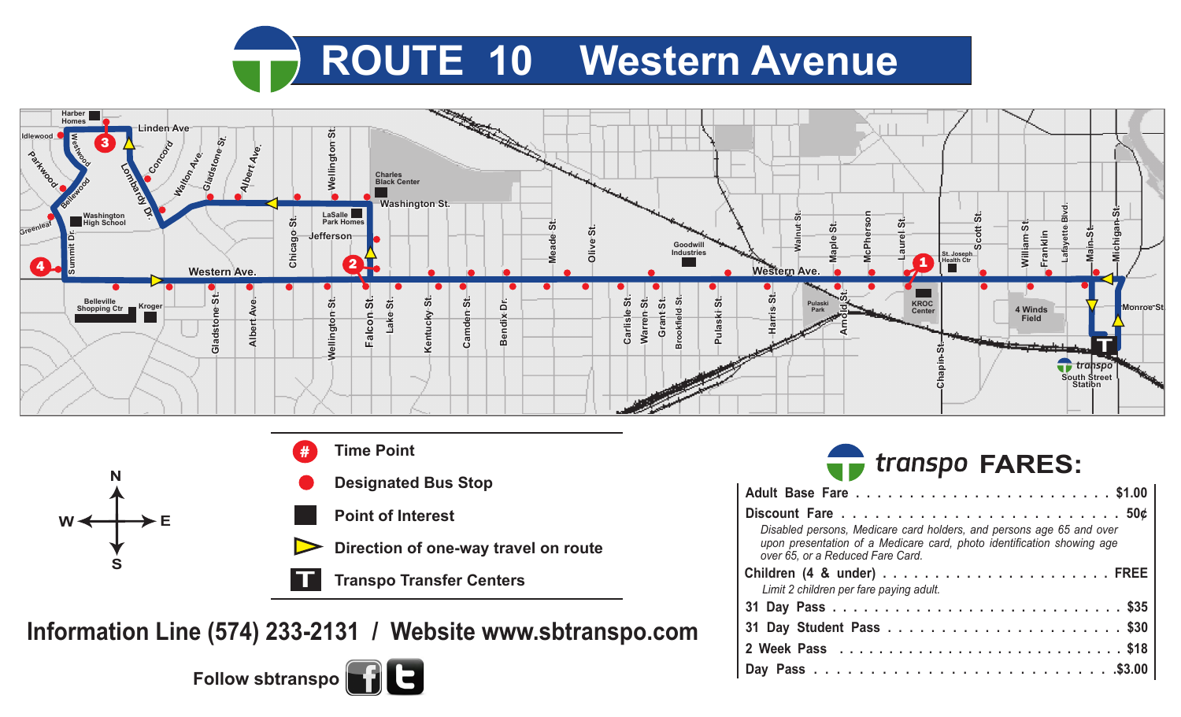# ROUTE 10 Western Avenue

- **#** Time Point
- **●** Designated Bus Stop
- **■** Point of Interest
- **▶** Direction of one-way travel on route
- **T** Transpo Transfer Centers

**Information Line (574) 233-2131 / Website www.sbtranspo.com**

Follow sbtranspo

## transpo FARES:

| Fare | Price |
|---|---|
| Adult Base Fare | $1.00 |
| Discount Fare | 50¢ |
| *Disabled persons, Medicare card holders, and persons age 65 and over upon presentation of a Medicare card, photo identification showing age over 65, or a Reduced Fare Card.* | |
| Children (4 & under) | FREE |
| *Limit 2 children per fare paying adult.* | |
| 31 Day Pass | $35 |
| 31 Day Student Pass | $30 |
| 2 Week Pass | $18 |
| Day Pass | $3.00 |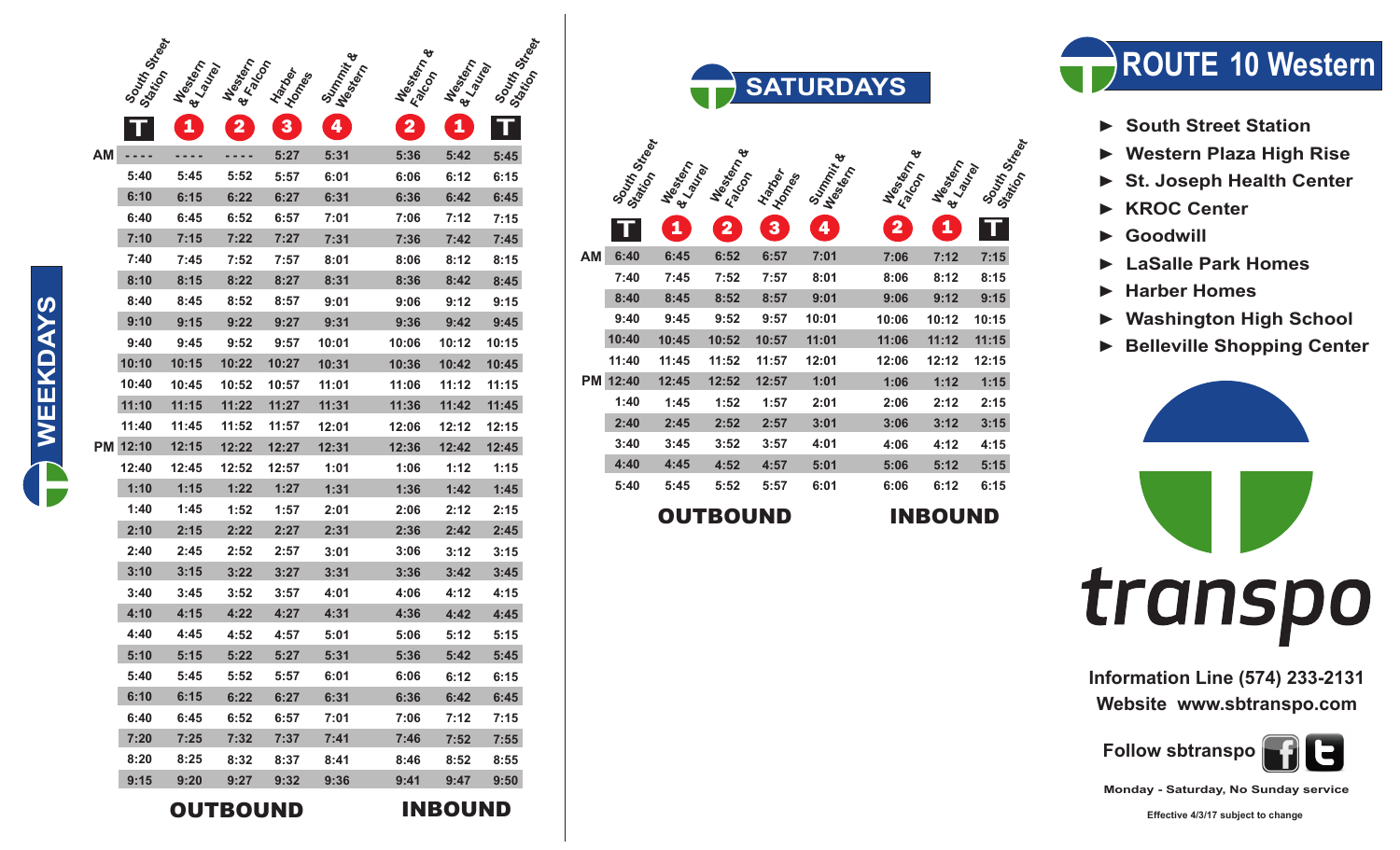# ROUTE 10 Western

- South Street Station
- Western Plaza High Rise
- St. Joseph Health Center
- KROC Center
- Goodwill
- LaSalle Park Homes
- Harber Homes
- Washington High School
- Belleville Shopping Center

## WEEKDAYS

| | South Street Station (T) | Western & Laurel (1) | Western & Falcon (2) | Harber Homes (3) | Summit & Western (4) | Western & Falcon (2) | Western & Laurel (1) | South Street Station (T) |
|---|---|---|---|---|---|---|---|---|
| AM | ---- | ---- | ---- | 5:27 | 5:31 | 5:36 | 5:42 | 5:45 |
| | 5:40 | 5:45 | 5:52 | 5:57 | 6:01 | 6:06 | 6:12 | 6:15 |
| | 6:10 | 6:15 | 6:22 | 6:27 | 6:31 | 6:36 | 6:42 | 6:45 |
| | 6:40 | 6:45 | 6:52 | 6:57 | 7:01 | 7:06 | 7:12 | 7:15 |
| | 7:10 | 7:15 | 7:22 | 7:27 | 7:31 | 7:36 | 7:42 | 7:45 |
| | 7:40 | 7:45 | 7:52 | 7:57 | 8:01 | 8:06 | 8:12 | 8:15 |
| | 8:10 | 8:15 | 8:22 | 8:27 | 8:31 | 8:36 | 8:42 | 8:45 |
| | 8:40 | 8:45 | 8:52 | 8:57 | 9:01 | 9:06 | 9:12 | 9:15 |
| | 9:10 | 9:15 | 9:22 | 9:27 | 9:31 | 9:36 | 9:42 | 9:45 |
| | 9:40 | 9:45 | 9:52 | 9:57 | 10:01 | 10:06 | 10:12 | 10:15 |
| | 10:10 | 10:15 | 10:22 | 10:27 | 10:31 | 10:36 | 10:42 | 10:45 |
| | 10:40 | 10:45 | 10:52 | 10:57 | 11:01 | 11:06 | 11:12 | 11:15 |
| | 11:10 | 11:15 | 11:22 | 11:27 | 11:31 | 11:36 | 11:42 | 11:45 |
| | 11:40 | 11:45 | 11:52 | 11:57 | 12:01 | 12:06 | 12:12 | 12:15 |
| PM | 12:10 | 12:15 | 12:22 | 12:27 | 12:31 | 12:36 | 12:42 | 12:45 |
| | 12:40 | 12:45 | 12:52 | 12:57 | 1:01 | 1:06 | 1:12 | 1:15 |
| | 1:10 | 1:15 | 1:22 | 1:27 | 1:31 | 1:36 | 1:42 | 1:45 |
| | 1:40 | 1:45 | 1:52 | 1:57 | 2:01 | 2:06 | 2:12 | 2:15 |
| | 2:10 | 2:15 | 2:22 | 2:27 | 2:31 | 2:36 | 2:42 | 2:45 |
| | 2:40 | 2:45 | 2:52 | 2:57 | 3:01 | 3:06 | 3:12 | 3:15 |
| | 3:10 | 3:15 | 3:22 | 3:27 | 3:31 | 3:36 | 3:42 | 3:45 |
| | 3:40 | 3:45 | 3:52 | 3:57 | 4:01 | 4:06 | 4:12 | 4:15 |
| | 4:10 | 4:15 | 4:22 | 4:27 | 4:31 | 4:36 | 4:42 | 4:45 |
| | 4:40 | 4:45 | 4:52 | 4:57 | 5:01 | 5:06 | 5:12 | 5:15 |
| | 5:10 | 5:15 | 5:22 | 5:27 | 5:31 | 5:36 | 5:42 | 5:45 |
| | 5:40 | 5:45 | 5:52 | 5:57 | 6:01 | 6:06 | 6:12 | 6:15 |
| | 6:10 | 6:15 | 6:22 | 6:27 | 6:31 | 6:36 | 6:42 | 6:45 |
| | 6:40 | 6:45 | 6:52 | 6:57 | 7:01 | 7:06 | 7:12 | 7:15 |
| | 7:20 | 7:25 | 7:32 | 7:37 | 7:41 | 7:46 | 7:52 | 7:55 |
| | 8:20 | 8:25 | 8:32 | 8:37 | 8:41 | 8:46 | 8:52 | 8:55 |
| | 9:15 | 9:20 | 9:27 | 9:32 | 9:36 | 9:41 | 9:47 | 9:50 |

OUTBOUND | INBOUND

## SATURDAYS

| | South Street Station (T) | Western & Laurel (1) | Western & Falcon (2) | Harber Homes (3) | Summit & Western (4) | Western & Falcon (2) | Western & Laurel (1) | South Street Station (T) |
|---|---|---|---|---|---|---|---|---|
| AM | 6:40 | 6:45 | 6:52 | 6:57 | 7:01 | 7:06 | 7:12 | 7:15 |
| | 7:40 | 7:45 | 7:52 | 7:57 | 8:01 | 8:06 | 8:12 | 8:15 |
| | 8:40 | 8:45 | 8:52 | 8:57 | 9:01 | 9:06 | 9:12 | 9:15 |
| | 9:40 | 9:45 | 9:52 | 9:57 | 10:01 | 10:06 | 10:12 | 10:15 |
| | 10:40 | 10:45 | 10:52 | 10:57 | 11:01 | 11:06 | 11:12 | 11:15 |
| | 11:40 | 11:45 | 11:52 | 11:57 | 12:01 | 12:06 | 12:12 | 12:15 |
| PM | 12:40 | 12:45 | 12:52 | 12:57 | 1:01 | 1:06 | 1:12 | 1:15 |
| | 1:40 | 1:45 | 1:52 | 1:57 | 2:01 | 2:06 | 2:12 | 2:15 |
| | 2:40 | 2:45 | 2:52 | 2:57 | 3:01 | 3:06 | 3:12 | 3:15 |
| | 3:40 | 3:45 | 3:52 | 3:57 | 4:01 | 4:06 | 4:12 | 4:15 |
| | 4:40 | 4:45 | 4:52 | 4:57 | 5:01 | 5:06 | 5:12 | 5:15 |
| | 5:40 | 5:45 | 5:52 | 5:57 | 6:01 | 6:06 | 6:12 | 6:15 |

OUTBOUND | INBOUND

transpo

**Information Line (574) 233-2131**
**Website www.sbtranspo.com**

**Follow sbtranspo**

**Monday - Saturday, No Sunday service**

**Effective 4/3/17 subject to change**